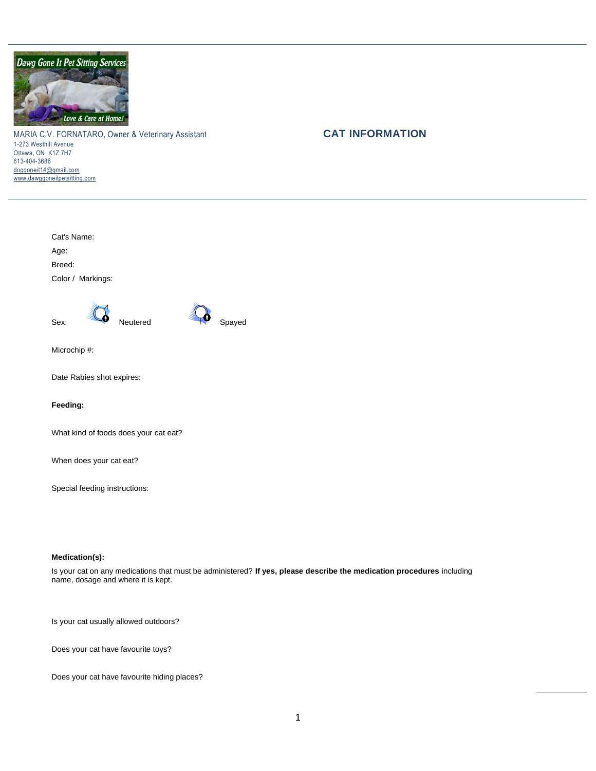Dawg Gone It Pet Sitting Services

Love & Care at Home!

MARIA C.V. FORNATARO, Owner & Veterinary Assistant
1-273 Westhill Avenue
Ottawa, ON K1Z 7H7
613-404-3686
doggoneit14@gmail.com
www.dawggoneitpetsitting.com

## CAT INFORMATION

Cat's Name:

Age:

Breed:

Color / Markings:

Sex: Neutered Spayed

Microchip #:

Date Rabies shot expires:

**Feeding:**

What kind of foods does your cat eat?

When does your cat eat?

Special feeding instructions:

**Medication(s):**

Is your cat on any medications that must be administered? **If yes, please describe the medication procedures** including name, dosage and where it is kept.

Is your cat usually allowed outdoors?

Does your cat have favourite toys?

Does your cat have favourite hiding places?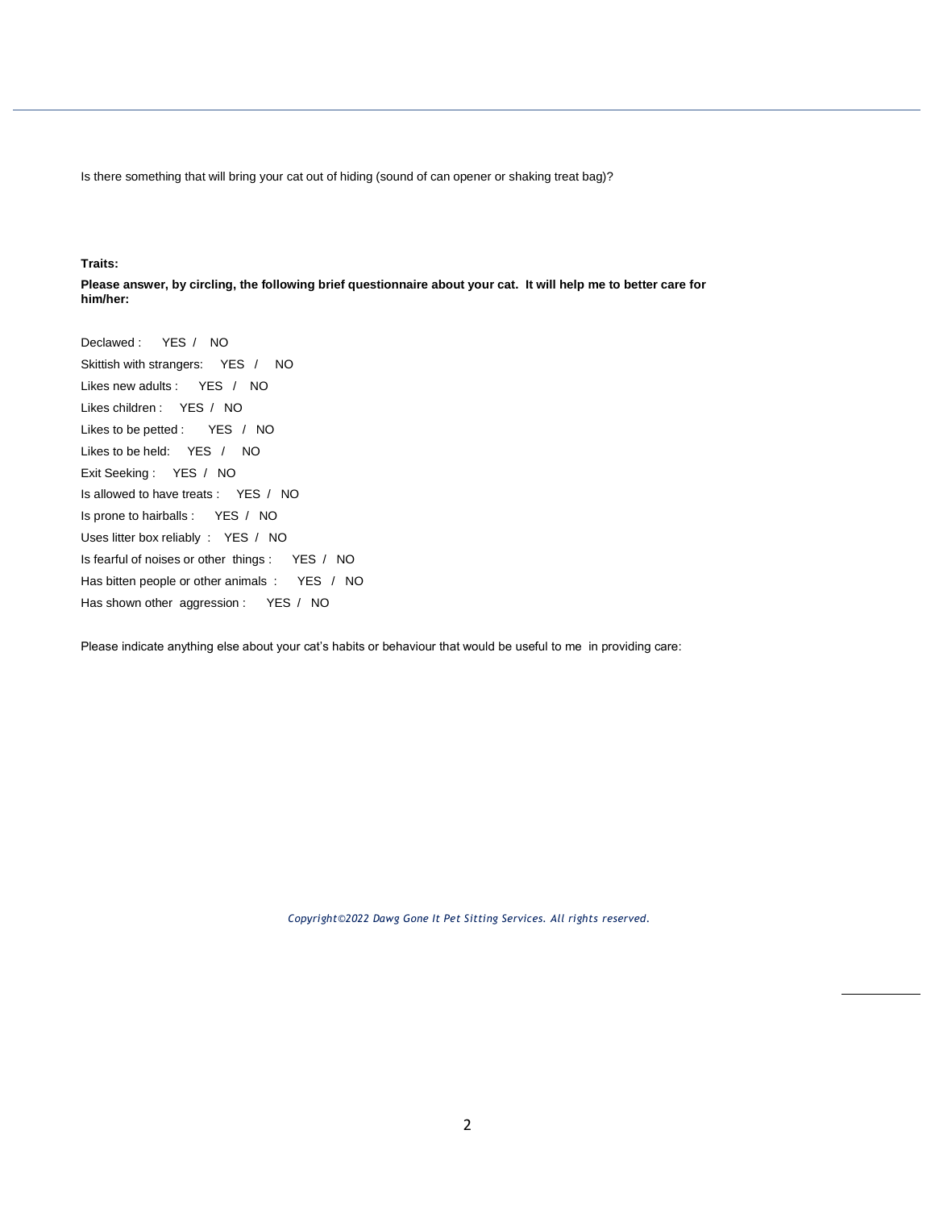Is there something that will bring your cat out of hiding (sound of can opener or shaking treat bag)?

**Traits:**

**Please answer, by circling, the following brief questionnaire about your cat. It will help me to better care for him/her:**

Declawed : YES / NO

Skittish with strangers: YES / NO

Likes new adults : YES / NO

Likes children : YES / NO

Likes to be petted : YES / NO

Likes to be held: YES / NO

Exit Seeking : YES / NO

Is allowed to have treats : YES / NO

Is prone to hairballs : YES / NO

Uses litter box reliably : YES / NO

Is fearful of noises or other things : YES / NO

Has bitten people or other animals : YES / NO

Has shown other aggression : YES / NO

Please indicate anything else about your cat's habits or behaviour that would be useful to me in providing care:

*Copyright©2022 Dawg Gone It Pet Sitting Services. All rights reserved.*